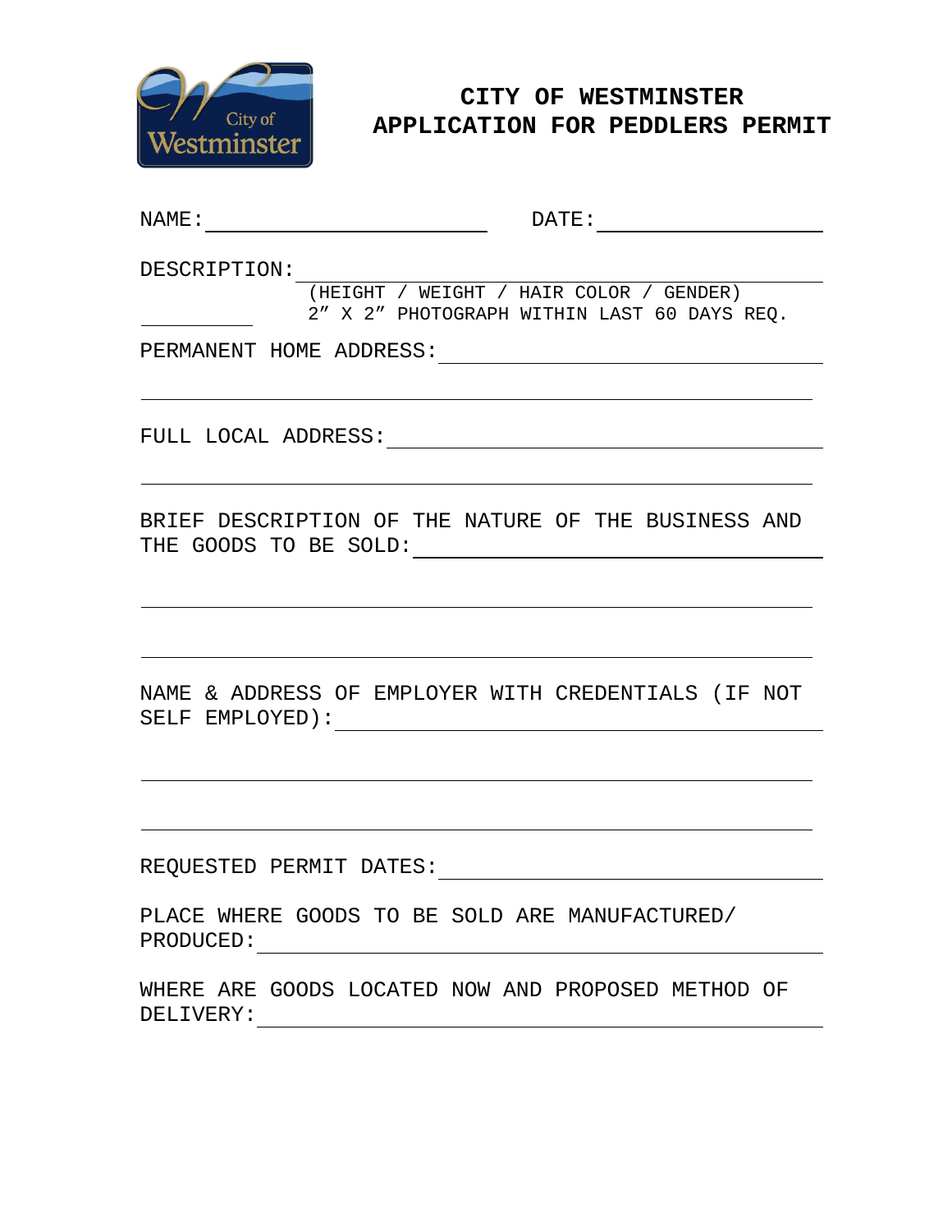# CITY OF WESTMINSTER
# APPLICATION FOR PEDDLERS PERMIT

NAME: ________________________ DATE: ____________________

DESCRIPTION: ______________________________________________
(HEIGHT / WEIGHT / HAIR COLOR / GENDER)
2″ X 2″ PHOTOGRAPH WITHIN LAST 60 DAYS REQ.

PERMANENT HOME ADDRESS: ___________________________________

___________________________________________________________

FULL LOCAL ADDRESS: _______________________________________

___________________________________________________________

BRIEF DESCRIPTION OF THE NATURE OF THE BUSINESS AND THE GOODS TO BE SOLD: ___________________________________________

___________________________________________________________

___________________________________________________________

NAME & ADDRESS OF EMPLOYER WITH CREDENTIALS (IF NOT SELF EMPLOYED): _____________________________________________

___________________________________________________________

___________________________________________________________

REQUESTED PERMIT DATES: ___________________________________

PLACE WHERE GOODS TO BE SOLD ARE MANUFACTURED/ PRODUCED: __________________________________________________

WHERE ARE GOODS LOCATED NOW AND PROPOSED METHOD OF DELIVERY: __________________________________________________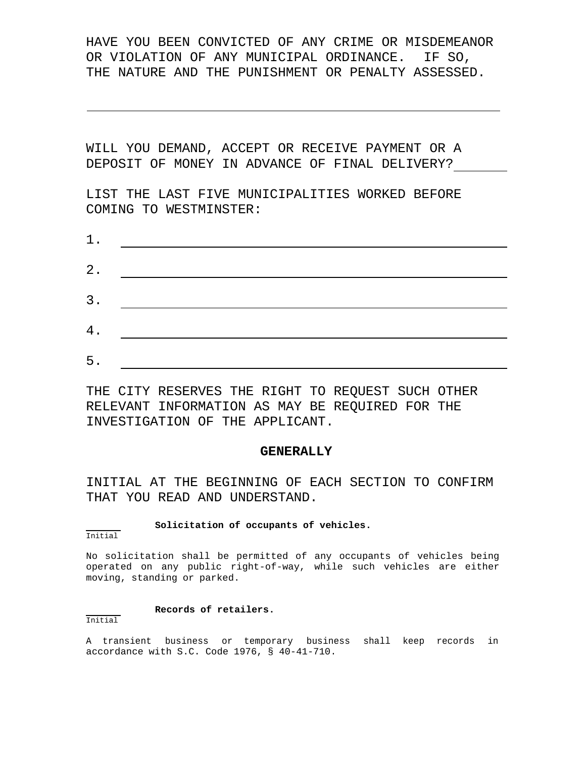HAVE YOU BEEN CONVICTED OF ANY CRIME OR MISDEMEANOR OR VIOLATION OF ANY MUNICIPAL ORDINANCE. IF SO, THE NATURE AND THE PUNISHMENT OR PENALTY ASSESSED.

\_\_\_\_\_\_\_\_\_\_\_\_\_\_\_\_\_\_\_\_\_\_\_\_\_\_\_\_\_\_\_\_\_\_\_\_\_\_\_\_\_\_\_\_\_\_\_\_\_\_\_\_

WILL YOU DEMAND, ACCEPT OR RECEIVE PAYMENT OR A DEPOSIT OF MONEY IN ADVANCE OF FINAL DELIVERY?\_\_\_\_\_\_\_

LIST THE LAST FIVE MUNICIPALITIES WORKED BEFORE COMING TO WESTMINSTER:

1. \_\_\_\_\_\_\_\_\_\_\_\_\_\_\_\_\_\_\_\_\_\_\_\_\_\_\_\_\_\_\_\_\_\_\_\_\_\_\_\_\_\_\_\_\_\_\_\_

2. \_\_\_\_\_\_\_\_\_\_\_\_\_\_\_\_\_\_\_\_\_\_\_\_\_\_\_\_\_\_\_\_\_\_\_\_\_\_\_\_\_\_\_\_\_\_\_\_

3. \_\_\_\_\_\_\_\_\_\_\_\_\_\_\_\_\_\_\_\_\_\_\_\_\_\_\_\_\_\_\_\_\_\_\_\_\_\_\_\_\_\_\_\_\_\_\_\_

4. \_\_\_\_\_\_\_\_\_\_\_\_\_\_\_\_\_\_\_\_\_\_\_\_\_\_\_\_\_\_\_\_\_\_\_\_\_\_\_\_\_\_\_\_\_\_\_\_

5. \_\_\_\_\_\_\_\_\_\_\_\_\_\_\_\_\_\_\_\_\_\_\_\_\_\_\_\_\_\_\_\_\_\_\_\_\_\_\_\_\_\_\_\_\_\_\_\_

THE CITY RESERVES THE RIGHT TO REQUEST SUCH OTHER RELEVANT INFORMATION AS MAY BE REQUIRED FOR THE INVESTIGATION OF THE APPLICANT.

## GENERALLY

INITIAL AT THE BEGINNING OF EACH SECTION TO CONFIRM THAT YOU READ AND UNDERSTAND.

\_\_\_\_\_\_ **Solicitation of occupants of vehicles.**
Initial

No solicitation shall be permitted of any occupants of vehicles being operated on any public right-of-way, while such vehicles are either moving, standing or parked.

\_\_\_\_\_\_ **Records of retailers.**
Initial

A transient business or temporary business shall keep records in accordance with S.C. Code 1976, § 40-41-710.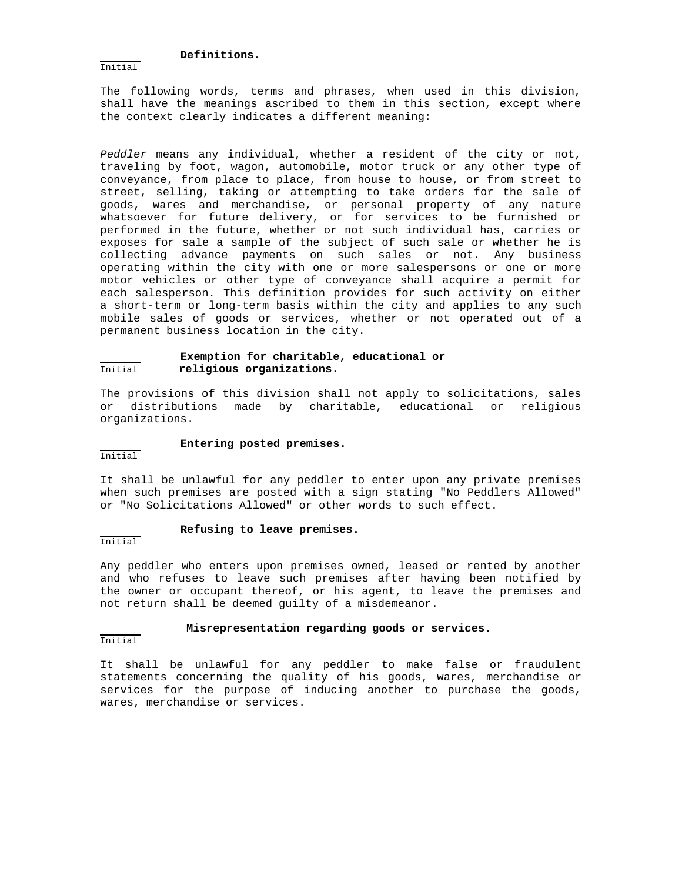______
Initial

**Definitions.**

The following words, terms and phrases, when used in this division, shall have the meanings ascribed to them in this section, except where the context clearly indicates a different meaning:

*Peddler* means any individual, whether a resident of the city or not, traveling by foot, wagon, automobile, motor truck or any other type of conveyance, from place to place, from house to house, or from street to street, selling, taking or attempting to take orders for the sale of goods, wares and merchandise, or personal property of any nature whatsoever for future delivery, or for services to be furnished or performed in the future, whether or not such individual has, carries or exposes for sale a sample of the subject of such sale or whether he is collecting advance payments on such sales or not. Any business operating within the city with one or more salespersons or one or more motor vehicles or other type of conveyance shall acquire a permit for each salesperson. This definition provides for such activity on either a short-term or long-term basis within the city and applies to any such mobile sales of goods or services, whether or not operated out of a permanent business location in the city.

______
Initial

**Exemption for charitable, educational or religious organizations.**

The provisions of this division shall not apply to solicitations, sales or distributions made by charitable, educational or religious organizations.

______
Initial

**Entering posted premises.**

It shall be unlawful for any peddler to enter upon any private premises when such premises are posted with a sign stating "No Peddlers Allowed" or "No Solicitations Allowed" or other words to such effect.

______
Initial

**Refusing to leave premises.**

Any peddler who enters upon premises owned, leased or rented by another and who refuses to leave such premises after having been notified by the owner or occupant thereof, or his agent, to leave the premises and not return shall be deemed guilty of a misdemeanor.

______
Initial

**Misrepresentation regarding goods or services.**

It shall be unlawful for any peddler to make false or fraudulent statements concerning the quality of his goods, wares, merchandise or services for the purpose of inducing another to purchase the goods, wares, merchandise or services.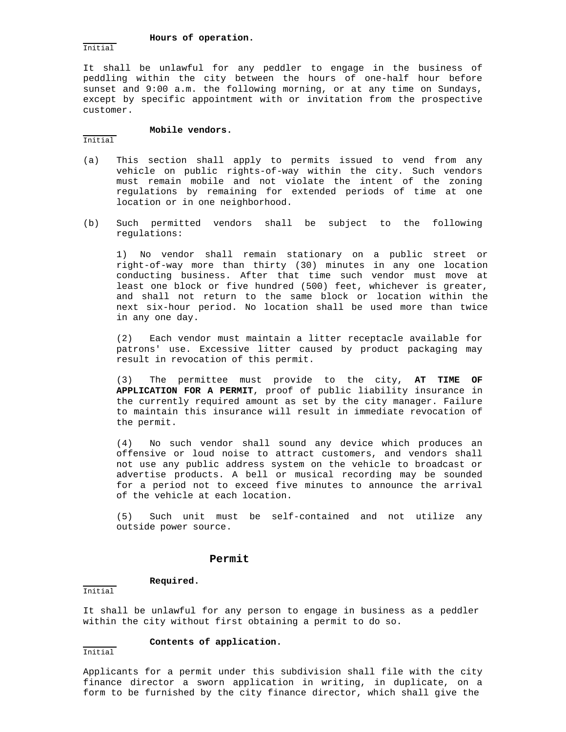**Hours of operation.**

______
Initial

It shall be unlawful for any peddler to engage in the business of peddling within the city between the hours of one-half hour before sunset and 9:00 a.m. the following morning, or at any time on Sundays, except by specific appointment with or invitation from the prospective customer.

**Mobile vendors.**

______
Initial

(a) This section shall apply to permits issued to vend from any vehicle on public rights-of-way within the city. Such vendors must remain mobile and not violate the intent of the zoning regulations by remaining for extended periods of time at one location or in one neighborhood.

(b) Such permitted vendors shall be subject to the following regulations:

1) No vendor shall remain stationary on a public street or right-of-way more than thirty (30) minutes in any one location conducting business. After that time such vendor must move at least one block or five hundred (500) feet, whichever is greater, and shall not return to the same block or location within the next six-hour period. No location shall be used more than twice in any one day.

(2) Each vendor must maintain a litter receptacle available for patrons' use. Excessive litter caused by product packaging may result in revocation of this permit.

(3) The permittee must provide to the city, **AT TIME OF APPLICATION FOR A PERMIT**, proof of public liability insurance in the currently required amount as set by the city manager. Failure to maintain this insurance will result in immediate revocation of the permit.

(4) No such vendor shall sound any device which produces an offensive or loud noise to attract customers, and vendors shall not use any public address system on the vehicle to broadcast or advertise products. A bell or musical recording may be sounded for a period not to exceed five minutes to announce the arrival of the vehicle at each location.

(5) Such unit must be self-contained and not utilize any outside power source.

## Permit

**Required.**

______
Initial

It shall be unlawful for any person to engage in business as a peddler within the city without first obtaining a permit to do so.

**Contents of application.**

______
Initial

Applicants for a permit under this subdivision shall file with the city finance director a sworn application in writing, in duplicate, on a form to be furnished by the city finance director, which shall give the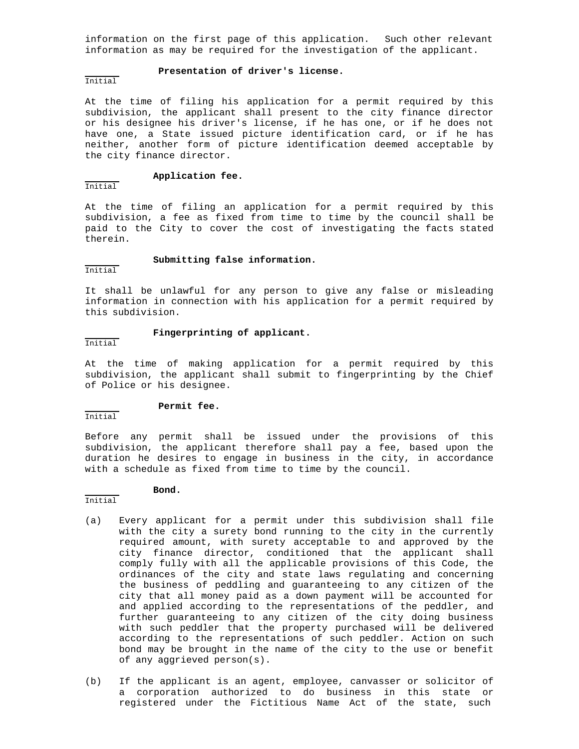information on the first page of this application. Such other relevant information as may be required for the investigation of the applicant.

______
Initial

**Presentation of driver's license.**

At the time of filing his application for a permit required by this subdivision, the applicant shall present to the city finance director or his designee his driver's license, if he has one, or if he does not have one, a State issued picture identification card, or if he has neither, another form of picture identification deemed acceptable by the city finance director.

______
Initial

**Application fee.**

At the time of filing an application for a permit required by this subdivision, a fee as fixed from time to time by the council shall be paid to the City to cover the cost of investigating the facts stated therein.

______
Initial

**Submitting false information.**

It shall be unlawful for any person to give any false or misleading information in connection with his application for a permit required by this subdivision.

______
Initial

**Fingerprinting of applicant.**

At the time of making application for a permit required by this subdivision, the applicant shall submit to fingerprinting by the Chief of Police or his designee.

______
Initial

**Permit fee.**

Before any permit shall be issued under the provisions of this subdivision, the applicant therefore shall pay a fee, based upon the duration he desires to engage in business in the city, in accordance with a schedule as fixed from time to time by the council.

______
Initial

**Bond.**

(a) Every applicant for a permit under this subdivision shall file with the city a surety bond running to the city in the currently required amount, with surety acceptable to and approved by the city finance director, conditioned that the applicant shall comply fully with all the applicable provisions of this Code, the ordinances of the city and state laws regulating and concerning the business of peddling and guaranteeing to any citizen of the city that all money paid as a down payment will be accounted for and applied according to the representations of the peddler, and further guaranteeing to any citizen of the city doing business with such peddler that the property purchased will be delivered according to the representations of such peddler. Action on such bond may be brought in the name of the city to the use or benefit of any aggrieved person(s).

(b) If the applicant is an agent, employee, canvasser or solicitor of a corporation authorized to do business in this state or registered under the Fictitious Name Act of the state, such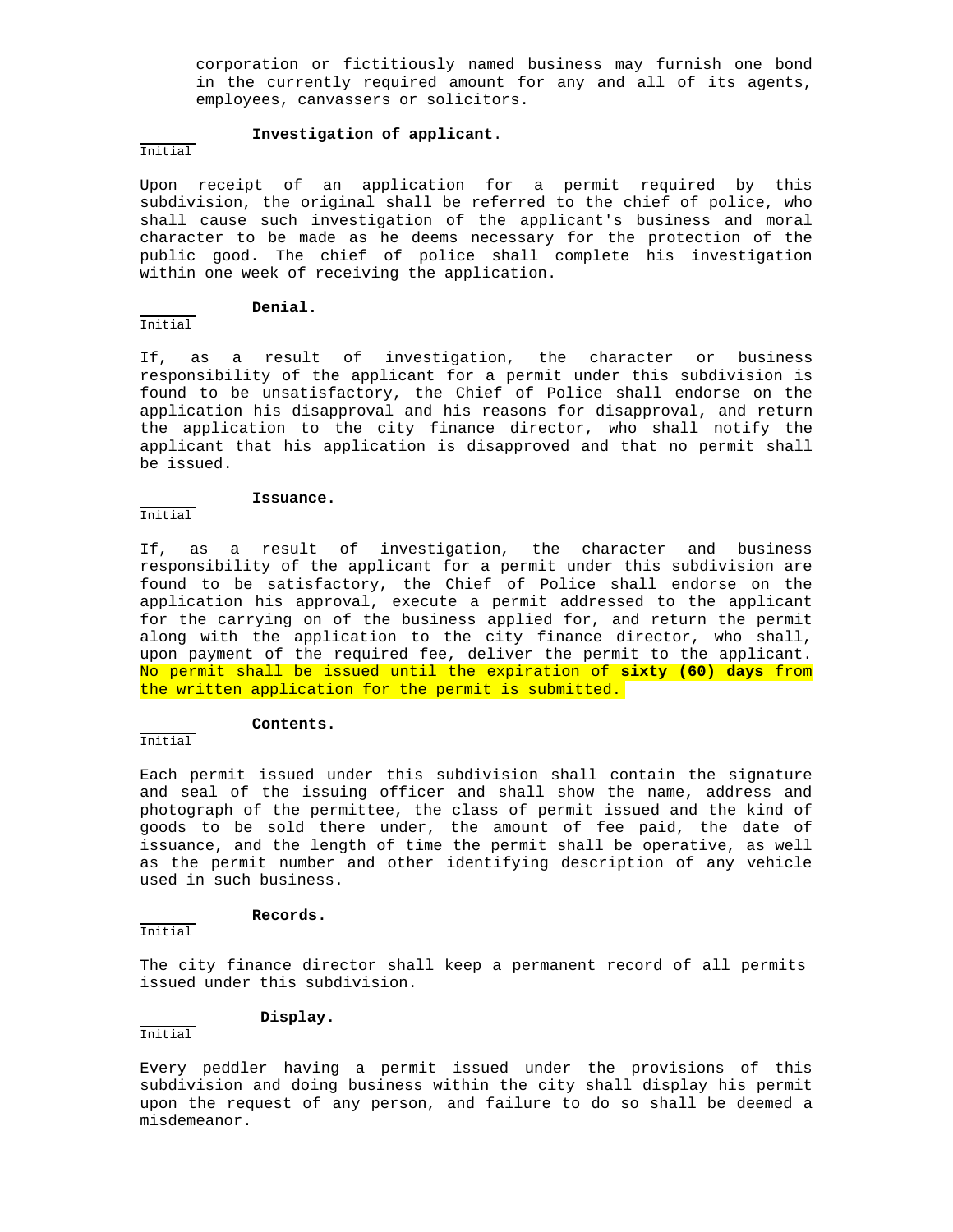corporation or fictitiously named business may furnish one bond in the currently required amount for any and all of its agents, employees, canvassers or solicitors.

_______ **Investigation of applicant.**
Initial

Upon receipt of an application for a permit required by this subdivision, the original shall be referred to the chief of police, who shall cause such investigation of the applicant's business and moral character to be made as he deems necessary for the protection of the public good. The chief of police shall complete his investigation within one week of receiving the application.

_______ **Denial.**
Initial

If, as a result of investigation, the character or business responsibility of the applicant for a permit under this subdivision is found to be unsatisfactory, the Chief of Police shall endorse on the application his disapproval and his reasons for disapproval, and return the application to the city finance director, who shall notify the applicant that his application is disapproved and that no permit shall be issued.

_______ **Issuance.**
Initial

If, as a result of investigation, the character and business responsibility of the applicant for a permit under this subdivision are found to be satisfactory, the Chief of Police shall endorse on the application his approval, execute a permit addressed to the applicant for the carrying on of the business applied for, and return the permit along with the application to the city finance director, who shall, upon payment of the required fee, deliver the permit to the applicant. No permit shall be issued until the expiration of **sixty (60) days** from the written application for the permit is submitted.

_______ **Contents.**
Initial

Each permit issued under this subdivision shall contain the signature and seal of the issuing officer and shall show the name, address and photograph of the permittee, the class of permit issued and the kind of goods to be sold there under, the amount of fee paid, the date of issuance, and the length of time the permit shall be operative, as well as the permit number and other identifying description of any vehicle used in such business.

_______ **Records.**
Initial

The city finance director shall keep a permanent record of all permits issued under this subdivision.

_______ **Display.**
Initial

Every peddler having a permit issued under the provisions of this subdivision and doing business within the city shall display his permit upon the request of any person, and failure to do so shall be deemed a misdemeanor.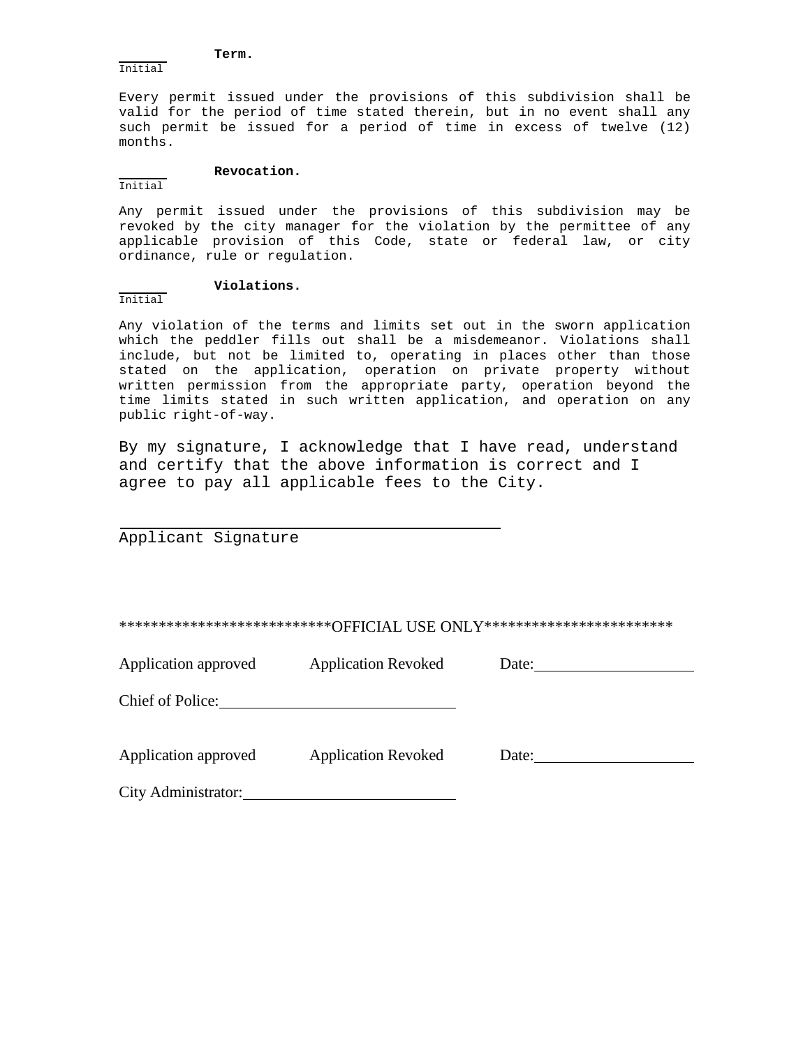______ **Term.**
Initial

Every permit issued under the provisions of this subdivision shall be valid for the period of time stated therein, but in no event shall any such permit be issued for a period of time in excess of twelve (12) months.

______ **Revocation.**
Initial

Any permit issued under the provisions of this subdivision may be revoked by the city manager for the violation by the permittee of any applicable provision of this Code, state or federal law, or city ordinance, rule or regulation.

______ **Violations.**
Initial

Any violation of the terms and limits set out in the sworn application which the peddler fills out shall be a misdemeanor. Violations shall include, but not be limited to, operating in places other than those stated on the application, operation on private property without written permission from the appropriate party, operation beyond the time limits stated in such written application, and operation on any public right-of-way.

By my signature, I acknowledge that I have read, understand and certify that the above information is correct and I agree to pay all applicable fees to the City.

______________________________
Applicant Signature

**************************OFFICIAL USE ONLY************************

Application approved     Application Revoked     Date:____________________

Chief of Police:______________________________

Application approved     Application Revoked     Date:____________________

City Administrator:____________________________